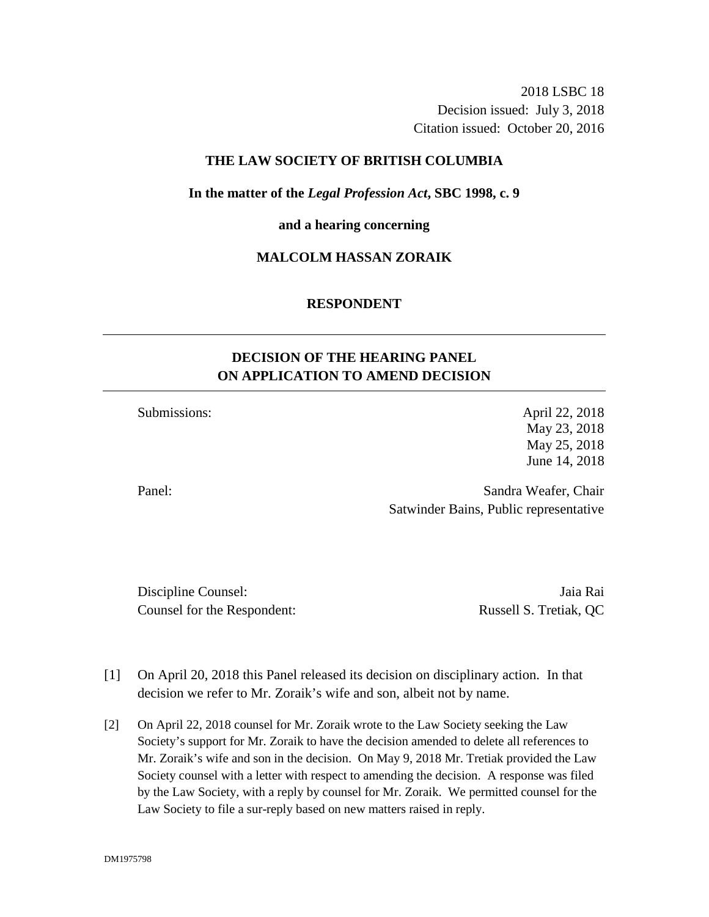2018 LSBC 18
Decision issued: July 3, 2018
Citation issued: October 20, 2016

**THE LAW SOCIETY OF BRITISH COLUMBIA**

**In the matter of the *Legal Profession Act*, SBC 1998, c. 9**

**and a hearing concerning**

**MALCOLM HASSAN ZORAIK**

**RESPONDENT**

---

## DECISION OF THE HEARING PANEL ON APPLICATION TO AMEND DECISION

---

Submissions: April 22, 2018
May 23, 2018
May 25, 2018
June 14, 2018

Panel: Sandra Weafer, Chair
Satwinder Bains, Public representative

Discipline Counsel: Jaia Rai
Counsel for the Respondent: Russell S. Tretiak, QC

[1] On April 20, 2018 this Panel released its decision on disciplinary action. In that decision we refer to Mr. Zoraik's wife and son, albeit not by name.

[2] On April 22, 2018 counsel for Mr. Zoraik wrote to the Law Society seeking the Law Society's support for Mr. Zoraik to have the decision amended to delete all references to Mr. Zoraik's wife and son in the decision. On May 9, 2018 Mr. Tretiak provided the Law Society counsel with a letter with respect to amending the decision. A response was filed by the Law Society, with a reply by counsel for Mr. Zoraik. We permitted counsel for the Law Society to file a sur-reply based on new matters raised in reply.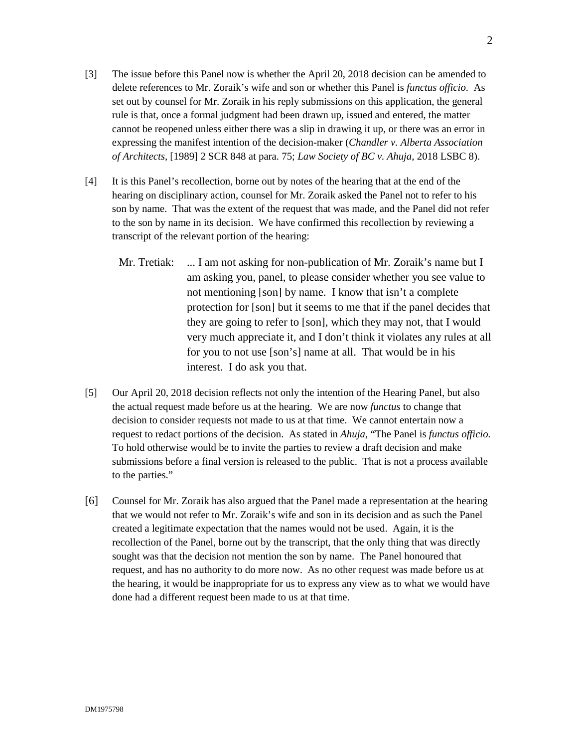[3] The issue before this Panel now is whether the April 20, 2018 decision can be amended to delete references to Mr. Zoraik's wife and son or whether this Panel is *functus officio*. As set out by counsel for Mr. Zoraik in his reply submissions on this application, the general rule is that, once a formal judgment had been drawn up, issued and entered, the matter cannot be reopened unless either there was a slip in drawing it up, or there was an error in expressing the manifest intention of the decision-maker (*Chandler v. Alberta Association of Architects*, [1989] 2 SCR 848 at para. 75; *Law Society of BC v. Ahuja*, 2018 LSBC 8).

[4] It is this Panel's recollection, borne out by notes of the hearing that at the end of the hearing on disciplinary action, counsel for Mr. Zoraik asked the Panel not to refer to his son by name. That was the extent of the request that was made, and the Panel did not refer to the son by name in its decision. We have confirmed this recollection by reviewing a transcript of the relevant portion of the hearing:

> Mr. Tretiak: ... I am not asking for non-publication of Mr. Zoraik's name but I am asking you, panel, to please consider whether you see value to not mentioning [son] by name. I know that isn't a complete protection for [son] but it seems to me that if the panel decides that they are going to refer to [son], which they may not, that I would very much appreciate it, and I don't think it violates any rules at all for you to not use [son's] name at all. That would be in his interest. I do ask you that.

[5] Our April 20, 2018 decision reflects not only the intention of the Hearing Panel, but also the actual request made before us at the hearing. We are now *functus* to change that decision to consider requests not made to us at that time. We cannot entertain now a request to redact portions of the decision. As stated in *Ahuja*, "The Panel is *functus officio*. To hold otherwise would be to invite the parties to review a draft decision and make submissions before a final version is released to the public. That is not a process available to the parties."

[6] Counsel for Mr. Zoraik has also argued that the Panel made a representation at the hearing that we would not refer to Mr. Zoraik's wife and son in its decision and as such the Panel created a legitimate expectation that the names would not be used. Again, it is the recollection of the Panel, borne out by the transcript, that the only thing that was directly sought was that the decision not mention the son by name. The Panel honoured that request, and has no authority to do more now. As no other request was made before us at the hearing, it would be inappropriate for us to express any view as to what we would have done had a different request been made to us at that time.

DM1975798